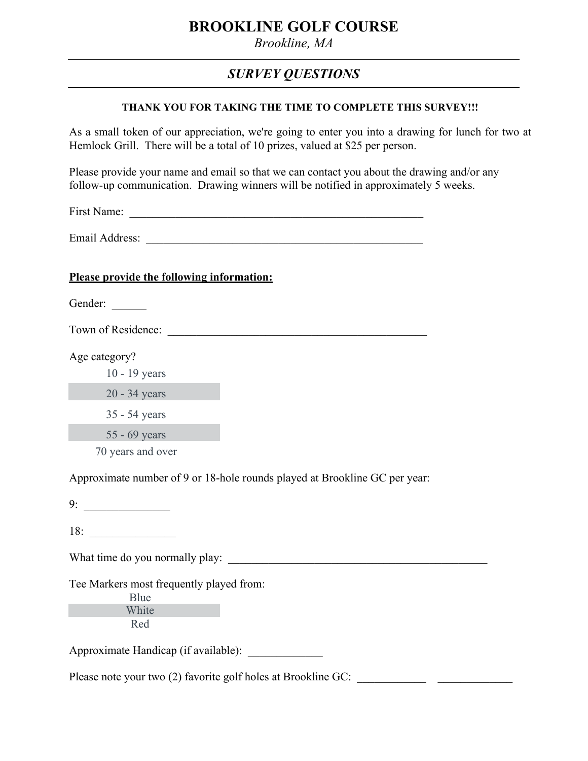# BROOKLINE GOLF COURSE

*Brookline, MA*

## *SURVEY QUESTIONS*

**THANK YOU FOR TAKING THE TIME TO COMPLETE THIS SURVEY!!!**

As a small token of our appreciation, we're going to enter you into a drawing for lunch for two at Hemlock Grill. There will be a total of 10 prizes, valued at $25 per person.

Please provide your name and email so that we can contact you about the drawing and/or any follow-up communication. Drawing winners will be notified in approximately 5 weeks.

First Name: ______________________________________________________

Email Address: ___________________________________________________

**<u>Please provide the following information:</u>**

Gender: ______

Town of Residence: _______________________________________________

Age category?

- 10 - 19 years
- 20 - 34 years
- 35 - 54 years
- 55 - 69 years
- 70 years and over

Approximate number of 9 or 18-hole rounds played at Brookline GC per year:

9: _______________

18: _______________

What time do you normally play: _______________________________________________

Tee Markers most frequently played from:

- Blue
- White
- Red

Approximate Handicap (if available): _____________

Please note your two (2) favorite golf holes at Brookline GC: ____________ _____________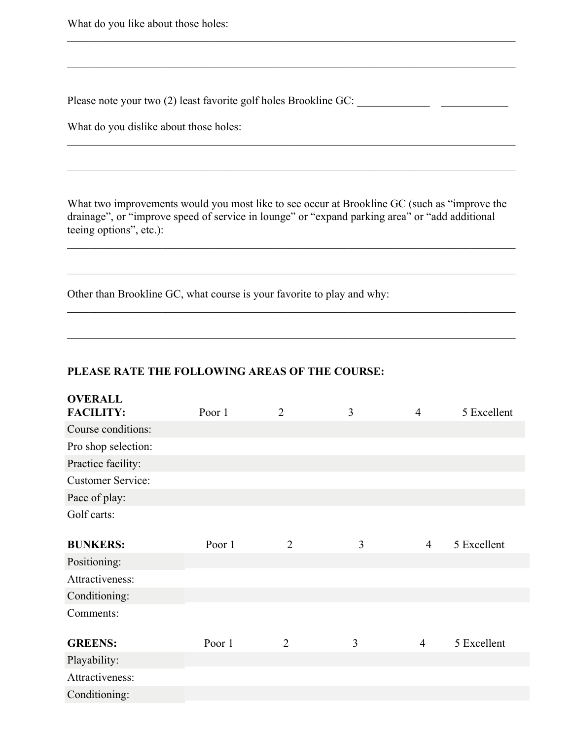What do you like about those holes:

______________________________________________________________________________

______________________________________________________________________________

Please note your two (2) least favorite golf holes Brookline GC: _____________ ____________

What do you dislike about those holes:

______________________________________________________________________________

______________________________________________________________________________

What two improvements would you most like to see occur at Brookline GC (such as "improve the drainage", or "improve speed of service in lounge" or "expand parking area" or "add additional teeing options", etc.):

______________________________________________________________________________

______________________________________________________________________________

Other than Brookline GC, what course is your favorite to play and why:

______________________________________________________________________________

______________________________________________________________________________

**PLEASE RATE THE FOLLOWING AREAS OF THE COURSE:**

| **OVERALL FACILITY:** | Poor 1 | 2 | 3 | 4 | 5 Excellent |
|---|---|---|---|---|---|
| Course conditions: | | | | | |
| Pro shop selection: | | | | | |
| Practice facility: | | | | | |
| Customer Service: | | | | | |
| Pace of play: | | | | | |
| Golf carts: | | | | | |

| **BUNKERS:** | Poor 1 | 2 | 3 | 4 | 5 Excellent |
|---|---|---|---|---|---|
| Positioning: | | | | | |
| Attractiveness: | | | | | |
| Conditioning: | | | | | |
| Comments: | | | | | |

| **GREENS:** | Poor 1 | 2 | 3 | 4 | 5 Excellent |
|---|---|---|---|---|---|
| Playability: | | | | | |
| Attractiveness: | | | | | |
| Conditioning: | | | | | |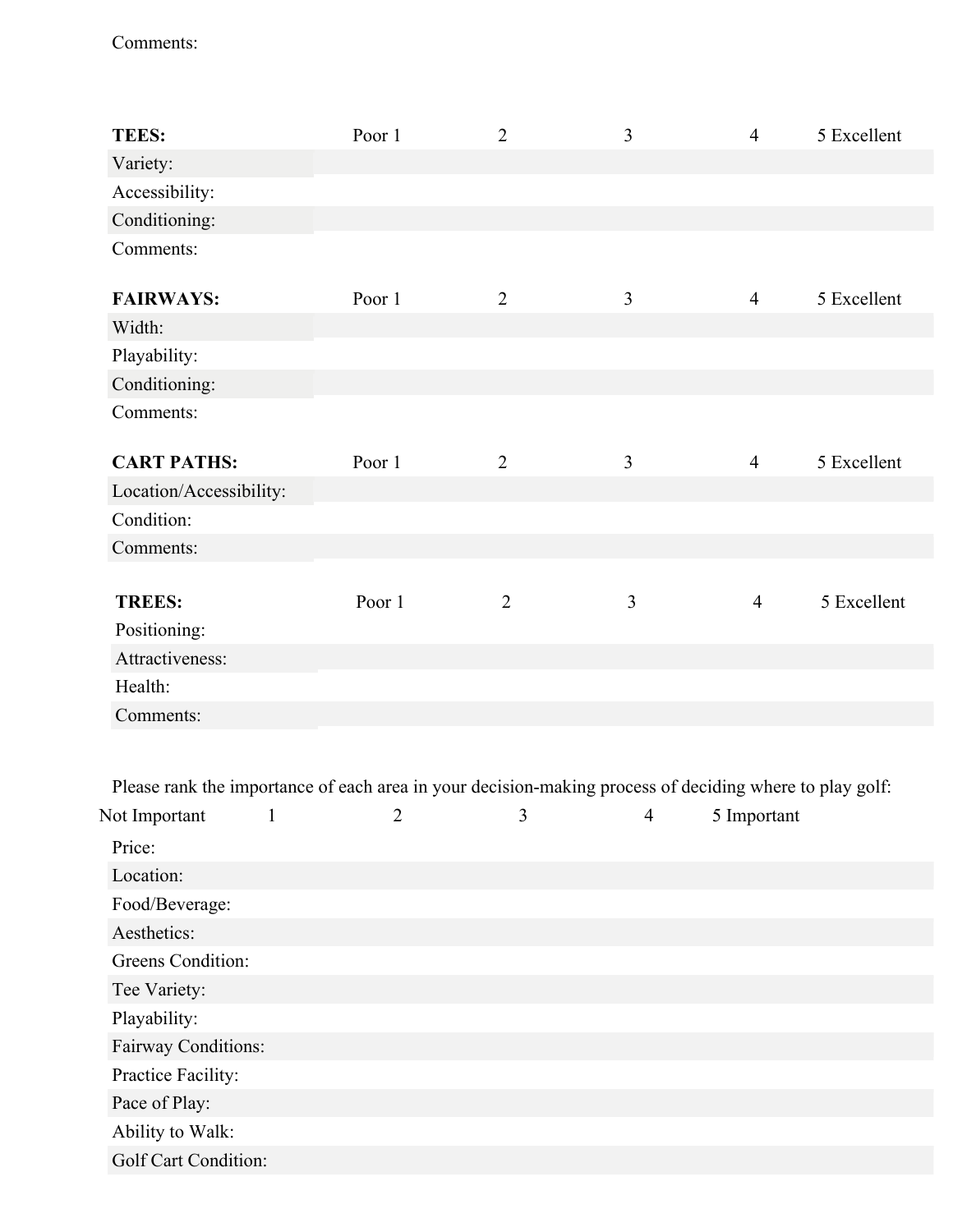Comments:

| **TEES:** | Poor 1 | 2 | 3 | 4 | 5 Excellent |
|---|---|---|---|---|---|
| Variety: | | | | | |
| Accessibility: | | | | | |
| Conditioning: | | | | | |
| Comments: | | | | | |

| **FAIRWAYS:** | Poor 1 | 2 | 3 | 4 | 5 Excellent |
|---|---|---|---|---|---|
| Width: | | | | | |
| Playability: | | | | | |
| Conditioning: | | | | | |
| Comments: | | | | | |

| **CART PATHS:** | Poor 1 | 2 | 3 | 4 | 5 Excellent |
|---|---|---|---|---|---|
| Location/Accessibility: | | | | | |
| Condition: | | | | | |
| Comments: | | | | | |

| **TREES:** | Poor 1 | 2 | 3 | 4 | 5 Excellent |
|---|---|---|---|---|---|
| Positioning: | | | | | |
| Attractiveness: | | | | | |
| Health: | | | | | |
| Comments: | | | | | |

Please rank the importance of each area in your decision-making process of deciding where to play golf:

| Not Important | 1 | 2 | 3 | 4 | 5 Important |
|---|---|---|---|---|---|
| Price: | | | | | |
| Location: | | | | | |
| Food/Beverage: | | | | | |
| Aesthetics: | | | | | |
| Greens Condition: | | | | | |
| Tee Variety: | | | | | |
| Playability: | | | | | |
| Fairway Conditions: | | | | | |
| Practice Facility: | | | | | |
| Pace of Play: | | | | | |
| Ability to Walk: | | | | | |
| Golf Cart Condition: | | | | | |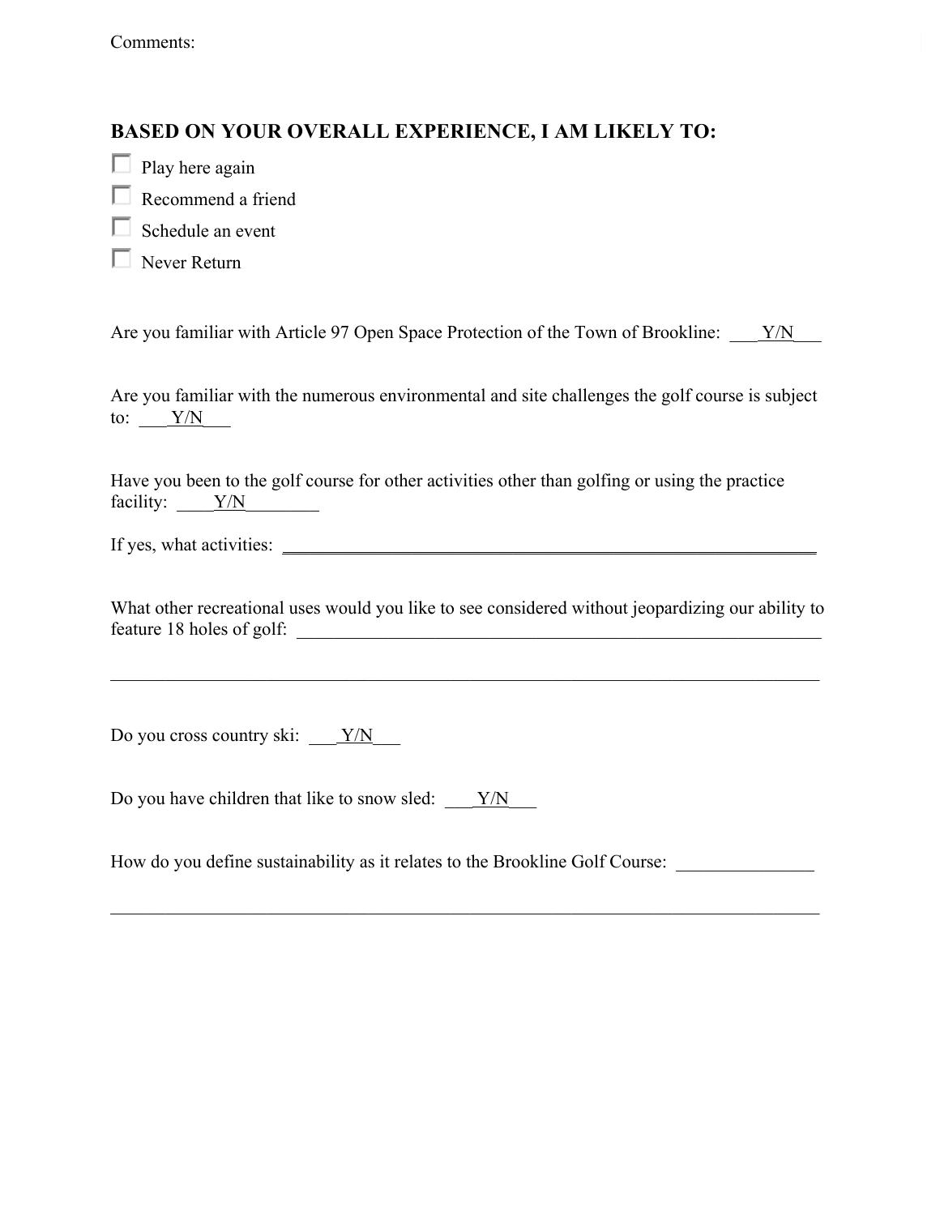Comments:

## BASED ON YOUR OVERALL EXPERIENCE, I AM LIKELY TO:

- ☐ Play here again
- ☐ Recommend a friend
- ☐ Schedule an event
- ☐ Never Return

Are you familiar with Article 97 Open Space Protection of the Town of Brookline: ___Y/N___

Are you familiar with the numerous environmental and site challenges the golf course is subject to: ___Y/N___

Have you been to the golf course for other activities other than golfing or using the practice facility: ____Y/N________

If yes, what activities: ______________________________________________________________

What other recreational uses would you like to see considered without jeopardizing our ability to feature 18 holes of golf: ______________________________________________________________

______________________________________________________________________________

Do you cross country ski: ___Y/N___

Do you have children that like to snow sled: ___Y/N___

How do you define sustainability as it relates to the Brookline Golf Course: _______________

______________________________________________________________________________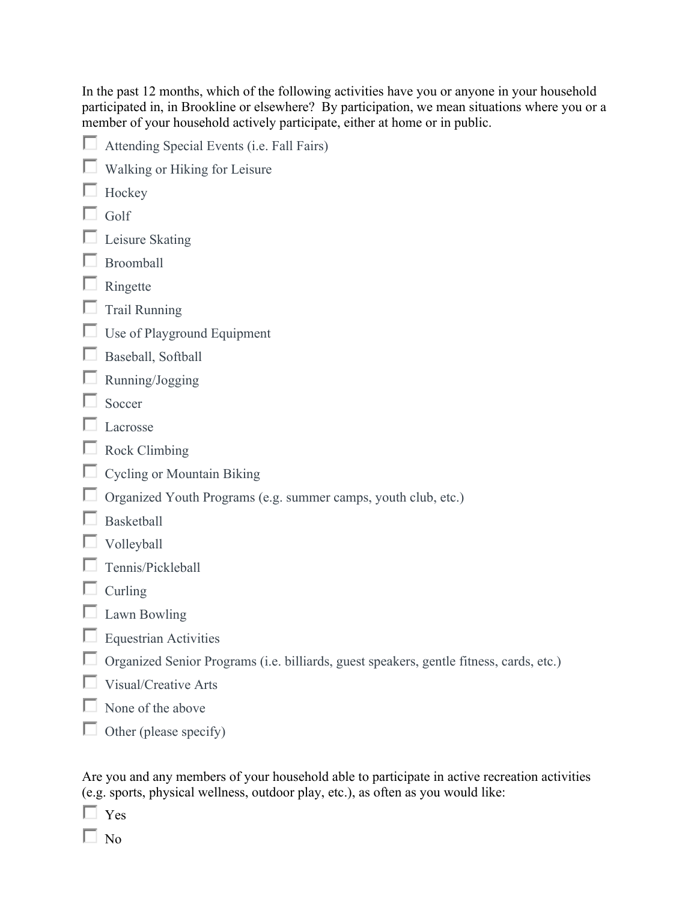In the past 12 months, which of the following activities have you or anyone in your household participated in, in Brookline or elsewhere? By participation, we mean situations where you or a member of your household actively participate, either at home or in public.

- [ ] Attending Special Events (i.e. Fall Fairs)
- [ ] Walking or Hiking for Leisure
- [ ] Hockey
- [ ] Golf
- [ ] Leisure Skating
- [ ] Broomball
- [ ] Ringette
- [ ] Trail Running
- [ ] Use of Playground Equipment
- [ ] Baseball, Softball
- [ ] Running/Jogging
- [ ] Soccer
- [ ] Lacrosse
- [ ] Rock Climbing
- [ ] Cycling or Mountain Biking
- [ ] Organized Youth Programs (e.g. summer camps, youth club, etc.)
- [ ] Basketball
- [ ] Volleyball
- [ ] Tennis/Pickleball
- [ ] Curling
- [ ] Lawn Bowling
- [ ] Equestrian Activities
- [ ] Organized Senior Programs (i.e. billiards, guest speakers, gentle fitness, cards, etc.)
- [ ] Visual/Creative Arts
- [ ] None of the above
- [ ] Other (please specify)

Are you and any members of your household able to participate in active recreation activities (e.g. sports, physical wellness, outdoor play, etc.), as often as you would like:

- [ ] Yes
- [ ] No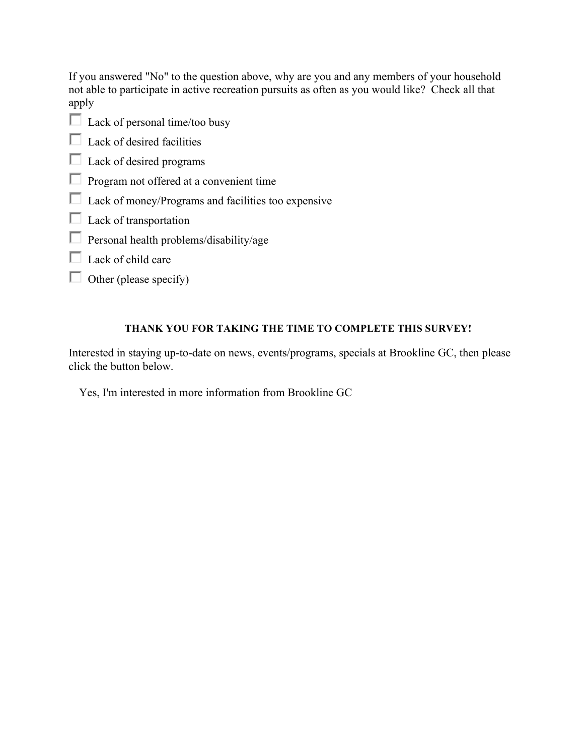If you answered "No" to the question above, why are you and any members of your household not able to participate in active recreation pursuits as often as you would like? Check all that apply

- [ ] Lack of personal time/too busy
- [ ] Lack of desired facilities
- [ ] Lack of desired programs
- [ ] Program not offered at a convenient time
- [ ] Lack of money/Programs and facilities too expensive
- [ ] Lack of transportation
- [ ] Personal health problems/disability/age
- [ ] Lack of child care
- [ ] Other (please specify)

**THANK YOU FOR TAKING THE TIME TO COMPLETE THIS SURVEY!**

Interested in staying up-to-date on news, events/programs, specials at Brookline GC, then please click the button below.

Yes, I'm interested in more information from Brookline GC